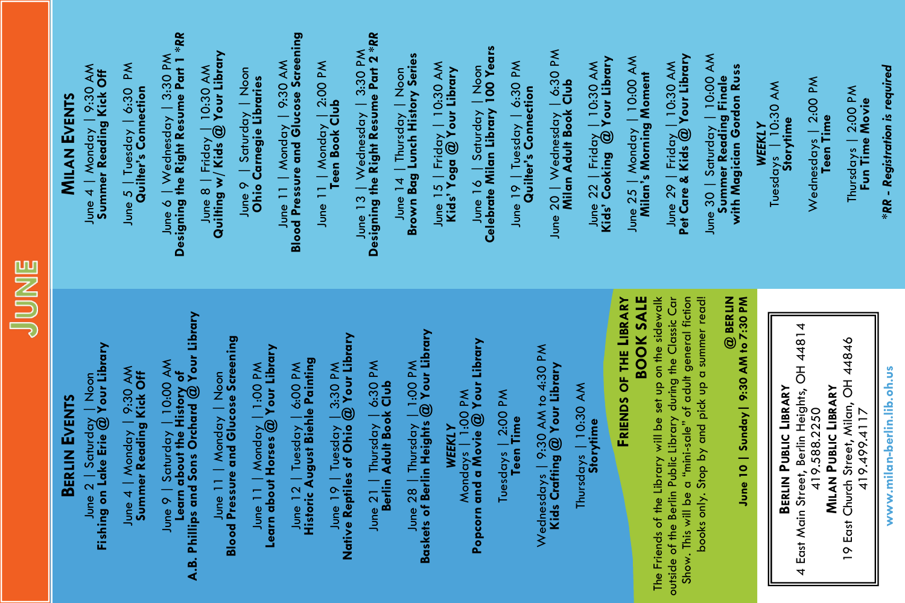# JUNE

## Berlin Events

June 2 | Saturday | Noon
**Fishing on Lake Erie @ Your Library**

June 4 | Monday | 9:30 AM
**Summer Reading Kick Off**

June 9 | Saturday | 10:00 AM
**Learn about the History of A.B. Phillips and Sons Orchard @ Your Library**

June 11 | Monday | Noon
**Blood Pressure and Glucose Screening**

June 11 | Monday | 1:00 PM
**Learn about Horses @ Your Library**

June 12 | Tuesday | 6:00 PM
**Historic August Biehle Painting**

June 19 | Tuesday | 3:30 PM
**Native Reptiles of Ohio @ Your Library**

June 21 | Thursday | 6:30 PM
**Berlin Adult Book Club**

June 28 | Thursday | 1:00 PM
**Baskets of Berlin Heights @ Your Library**

### WEEKLY

Mondays | 1:00 PM
**Popcorn and a Movie @ Your Library**

Tuesdays | 2:00 PM
**Teen Time**

Wednesdays | 9:30 AM to 4:30 PM
**Kids Crafting @ Your Library**

Thursdays | 10:30 AM
**Storytime**

### Friends of the Library BOOK SALE

The Friends of the Library will be set up on the sidewalk outside of the Berlin Public Library during the Classic Car Show. This will be a "mini-sale" of adult general fiction books only. Stop by and pick up a summer read!

**@ BERLIN**
**June 10 | Sunday | 9:30 AM to 7:30 PM**

## Milan Events

June 4 | Monday | 9:30 AM
**Summer Reading Kick Off**

June 5 | Tuesday | 6:30 PM
**Quilter's Connection**

June 6 | Wednesday | 3:30 PM
**Designing the Right Resume Part 1 *RR**

June 8 | Friday | 10:30 AM
**Quilting w/ Kids @ Your Library**

June 9 | Saturday | Noon
**Ohio Carnegie Libraries**

June 11 | Monday | 9:30 AM
**Blood Pressure and Glucose Screening**

June 11 | Monday | 2:00 PM
**Teen Book Club**

June 13 | Wednesday | 3:30 PM
**Designing the Right Resume Part 2 *RR**

June 14 | Thursday | Noon
**Brown Bag Lunch History Series**

June 15 | Friday | 10:30 AM
**Kids' Yoga @ Your Library**

June 16 | Saturday | Noon
**Celebrate Milan Library 100 Years**

June 19 | Tuesday | 6:30 PM
**Quilter's Connection**

June 20 | Wednesday | 6:30 PM
**Milan Adult Book Club**

June 22 | Friday | 10:30 AM
**Kids' Cooking @ Your Library**

June 25 | Monday | 10:00 AM
**Milan's Morning Moment**

June 29 | Friday | 10:30 AM
**Pet Care & Kids @ Your Library**

June 30 | Saturday | 10:00 AM
**Summer Reading Finale with Magician Gordon Russ**

### WEEKLY

Tuesdays | 10:30 AM
**Storytime**

Wednesdays | 2:00 PM
**Teen Time**

Thursdays | 2:00 PM
**Fun Time Movie**

***RR - Registration is required***

---

**Berlin Public Library**
4 East Main Street, Berlin Heights, OH 44814
419.588.2250

**Milan Public Library**
19 East Church Street, Milan, OH 44846
419.499.4117

**www.milan-berlin.lib.oh.us**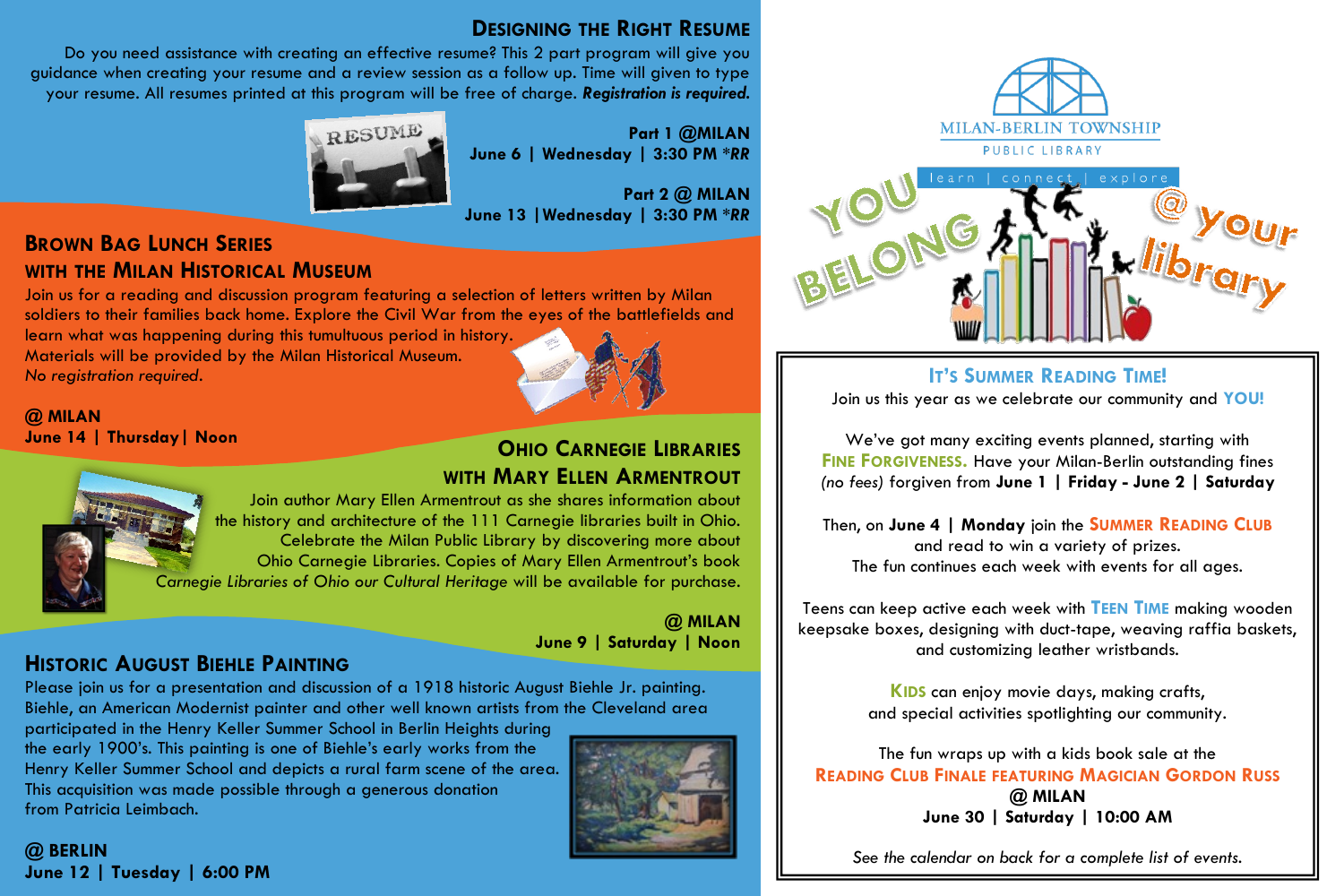## Designing the Right Resume

Do you need assistance with creating an effective resume? This 2 part program will give you guidance when creating your resume and a review session as a follow up. Time will given to type your resume. All resumes printed at this program will be free of charge. ***Registration is required.***

**Part 1 @MILAN**
**June 6 | Wednesday | 3:30 PM *RR**

**Part 2 @ MILAN**
**June 13 |Wednesday | 3:30 PM *RR**

## Brown Bag Lunch Series with the Milan Historical Museum

Join us for a reading and discussion program featuring a selection of letters written by Milan soldiers to their families back home. Explore the Civil War from the eyes of the battlefields and learn what was happening during this tumultuous period in history. Materials will be provided by the Milan Historical Museum.
*No registration required.*

**@ MILAN**
**June 14 | Thursday| Noon**

## Ohio Carnegie Libraries with Mary Ellen Armentrout

Join author Mary Ellen Armentrout as she shares information about the history and architecture of the 111 Carnegie libraries built in Ohio. Celebrate the Milan Public Library by discovering more about Ohio Carnegie Libraries. Copies of Mary Ellen Armentrout's book *Carnegie Libraries of Ohio our Cultural Heritage* will be available for purchase.

**@ MILAN**
**June 9 | Saturday | Noon**

## Historic August Biehle Painting

Please join us for a presentation and discussion of a 1918 historic August Biehle Jr. painting. Biehle, an American Modernist painter and other well known artists from the Cleveland area participated in the Henry Keller Summer School in Berlin Heights during the early 1900's. This painting is one of Biehle's early works from the Henry Keller Summer School and depicts a rural farm scene of the area. This acquisition was made possible through a generous donation from Patricia Leimbach.

**@ BERLIN**
**June 12 | Tuesday | 6:00 PM**

MILAN-BERLIN TOWNSHIP
PUBLIC LIBRARY
learn | connect | explore

YOU BELONG @ your library

## It's Summer Reading Time!

Join us this year as we celebrate our community and **YOU!**

We've got many exciting events planned, starting with **Fine Forgiveness.** Have your Milan-Berlin outstanding fines *(no fees)* forgiven from **June 1 | Friday - June 2 | Saturday**

Then, on **June 4 | Monday** join the **Summer Reading Club** and read to win a variety of prizes.
The fun continues each week with events for all ages.

Teens can keep active each week with **Teen Time** making wooden keepsake boxes, designing with duct-tape, weaving raffia baskets, and customizing leather wristbands.

**Kids** can enjoy movie days, making crafts, and special activities spotlighting our community.

The fun wraps up with a kids book sale at the
**Reading Club Finale featuring Magician Gordon Russ**
**@ MILAN**
**June 30 | Saturday | 10:00 AM**

*See the calendar on back for a complete list of events.*